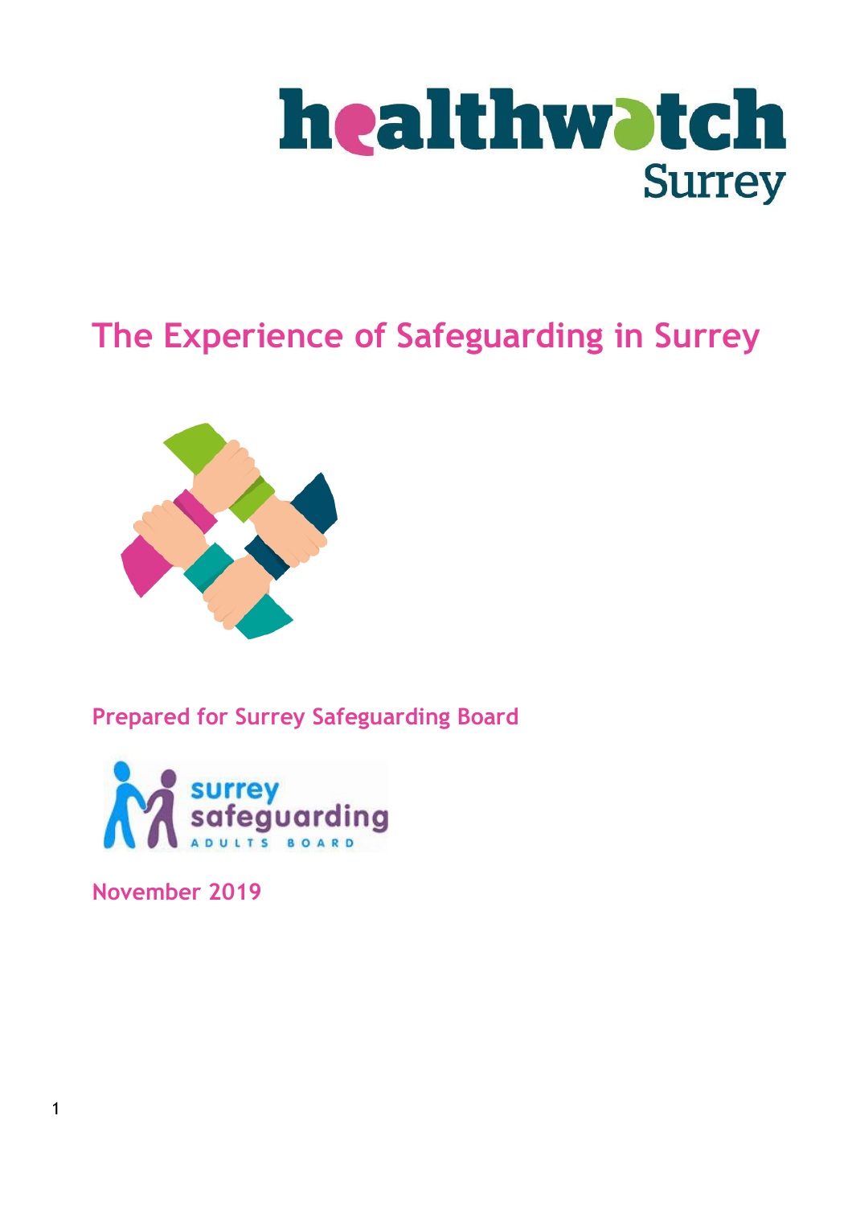healthwatch Surrey

# The Experience of Safeguarding in Surrey

Prepared for Surrey Safeguarding Board

surrey safeguarding ADULTS BOARD

November 2019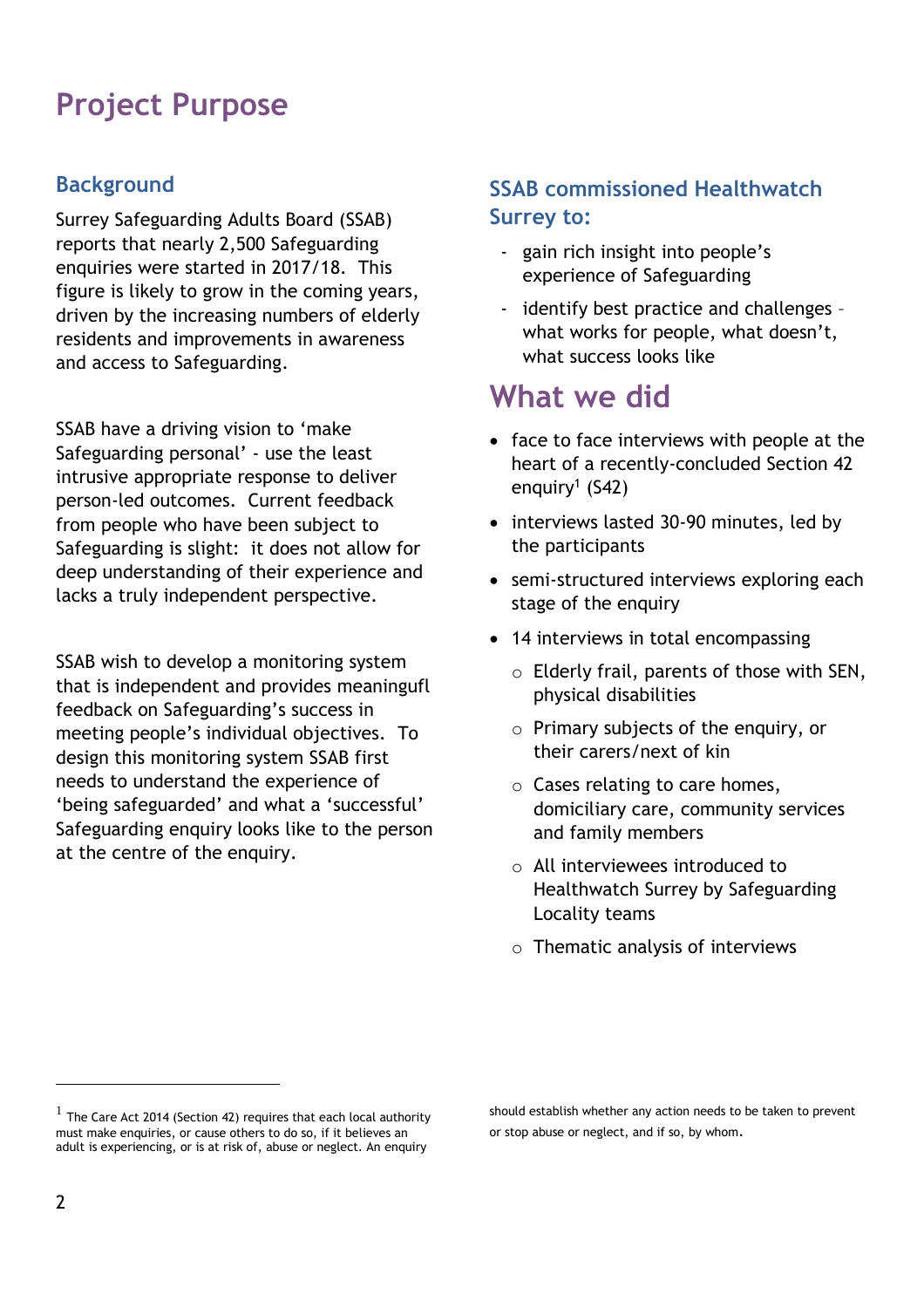# Project Purpose

## Background

Surrey Safeguarding Adults Board (SSAB) reports that nearly 2,500 Safeguarding enquiries were started in 2017/18. This figure is likely to grow in the coming years, driven by the increasing numbers of elderly residents and improvements in awareness and access to Safeguarding.

SSAB have a driving vision to 'make Safeguarding personal' - use the least intrusive appropriate response to deliver person-led outcomes. Current feedback from people who have been subject to Safeguarding is slight: it does not allow for deep understanding of their experience and lacks a truly independent perspective.

SSAB wish to develop a monitoring system that is independent and provides meaningful feedback on Safeguarding's success in meeting people's individual objectives. To design this monitoring system SSAB first needs to understand the experience of 'being safeguarded' and what a 'successful' Safeguarding enquiry looks like to the person at the centre of the enquiry.

## SSAB commissioned Healthwatch Surrey to:

- gain rich insight into people's experience of Safeguarding
- identify best practice and challenges – what works for people, what doesn't, what success looks like

# What we did

- face to face interviews with people at the heart of a recently-concluded Section 42 enquiry[1] (S42)
- interviews lasted 30-90 minutes, led by the participants
- semi-structured interviews exploring each stage of the enquiry
- 14 interviews in total encompassing
  - Elderly frail, parents of those with SEN, physical disabilities
  - Primary subjects of the enquiry, or their carers/next of kin
  - Cases relating to care homes, domiciliary care, community services and family members
  - All interviewees introduced to Healthwatch Surrey by Safeguarding Locality teams
  - Thematic analysis of interviews

[1] The Care Act 2014 (Section 42) requires that each local authority must make enquiries, or cause others to do so, if it believes an adult is experiencing, or is at risk of, abuse or neglect. An enquiry should establish whether any action needs to be taken to prevent or stop abuse or neglect, and if so, by whom.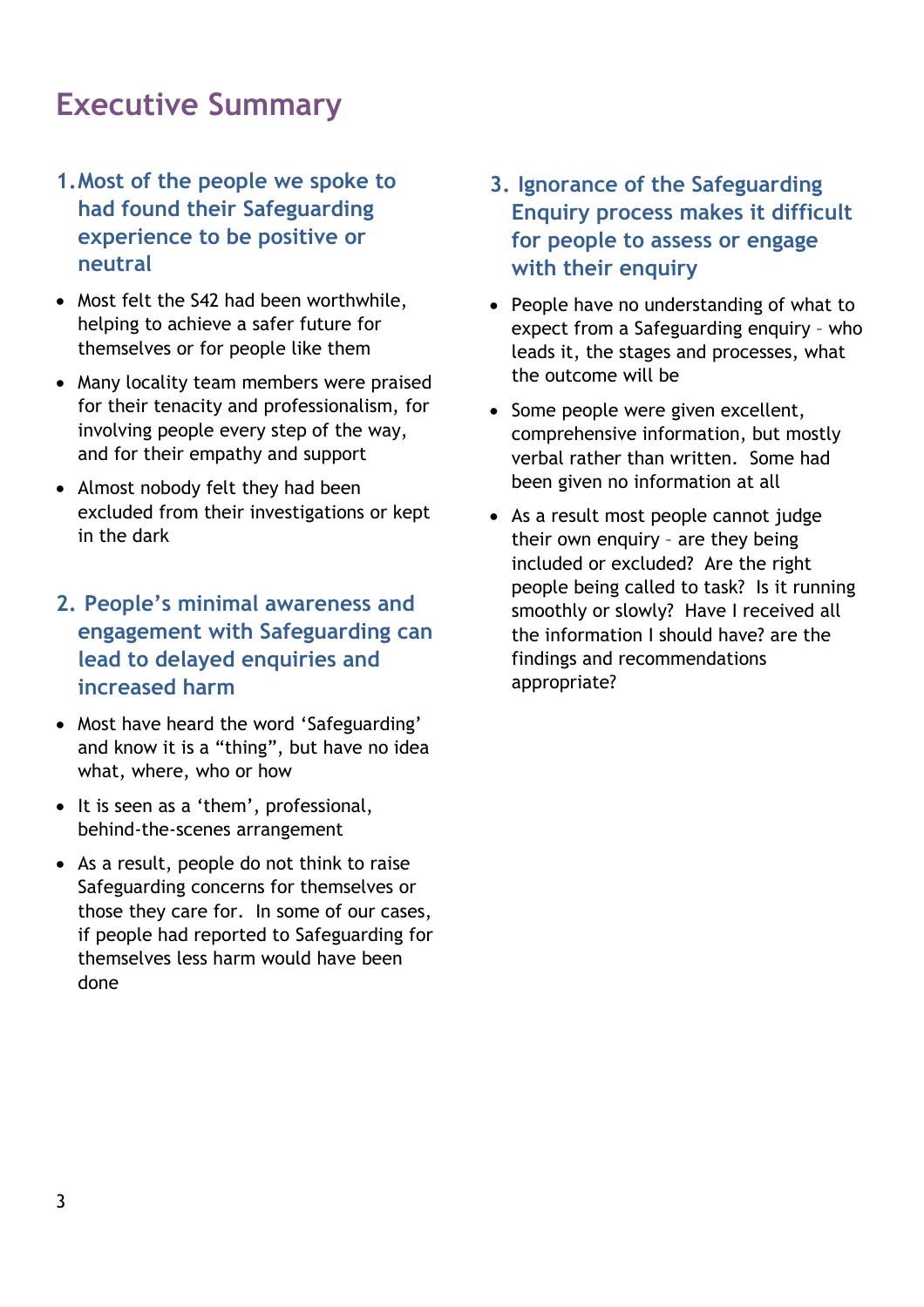# Executive Summary

## 1. Most of the people we spoke to had found their Safeguarding experience to be positive or neutral

- Most felt the S42 had been worthwhile, helping to achieve a safer future for themselves or for people like them
- Many locality team members were praised for their tenacity and professionalism, for involving people every step of the way, and for their empathy and support
- Almost nobody felt they had been excluded from their investigations or kept in the dark

## 2. People's minimal awareness and engagement with Safeguarding can lead to delayed enquiries and increased harm

- Most have heard the word 'Safeguarding' and know it is a "thing", but have no idea what, where, who or how
- It is seen as a 'them', professional, behind-the-scenes arrangement
- As a result, people do not think to raise Safeguarding concerns for themselves or those they care for. In some of our cases, if people had reported to Safeguarding for themselves less harm would have been done

## 3. Ignorance of the Safeguarding Enquiry process makes it difficult for people to assess or engage with their enquiry

- People have no understanding of what to expect from a Safeguarding enquiry – who leads it, the stages and processes, what the outcome will be
- Some people were given excellent, comprehensive information, but mostly verbal rather than written. Some had been given no information at all
- As a result most people cannot judge their own enquiry – are they being included or excluded? Are the right people being called to task? Is it running smoothly or slowly? Have I received all the information I should have? are the findings and recommendations appropriate?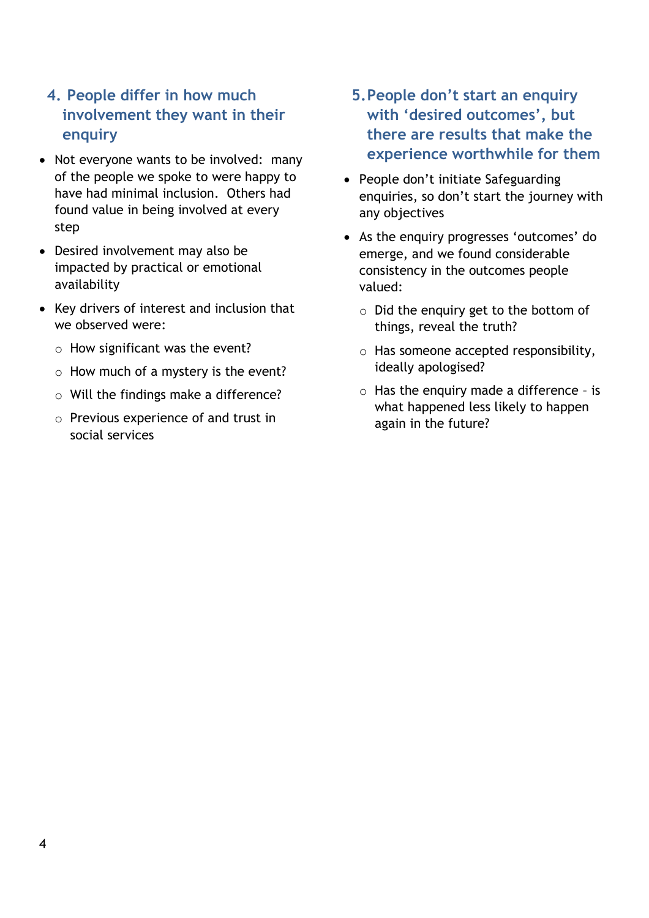## 4. People differ in how much involvement they want in their enquiry

- Not everyone wants to be involved: many of the people we spoke to were happy to have had minimal inclusion. Others had found value in being involved at every step
- Desired involvement may also be impacted by practical or emotional availability
- Key drivers of interest and inclusion that we observed were:
  - How significant was the event?
  - How much of a mystery is the event?
  - Will the findings make a difference?
  - Previous experience of and trust in social services

## 5. People don't start an enquiry with 'desired outcomes', but there are results that make the experience worthwhile for them

- People don't initiate Safeguarding enquiries, so don't start the journey with any objectives
- As the enquiry progresses 'outcomes' do emerge, and we found considerable consistency in the outcomes people valued:
  - Did the enquiry get to the bottom of things, reveal the truth?
  - Has someone accepted responsibility, ideally apologised?
  - Has the enquiry made a difference – is what happened less likely to happen again in the future?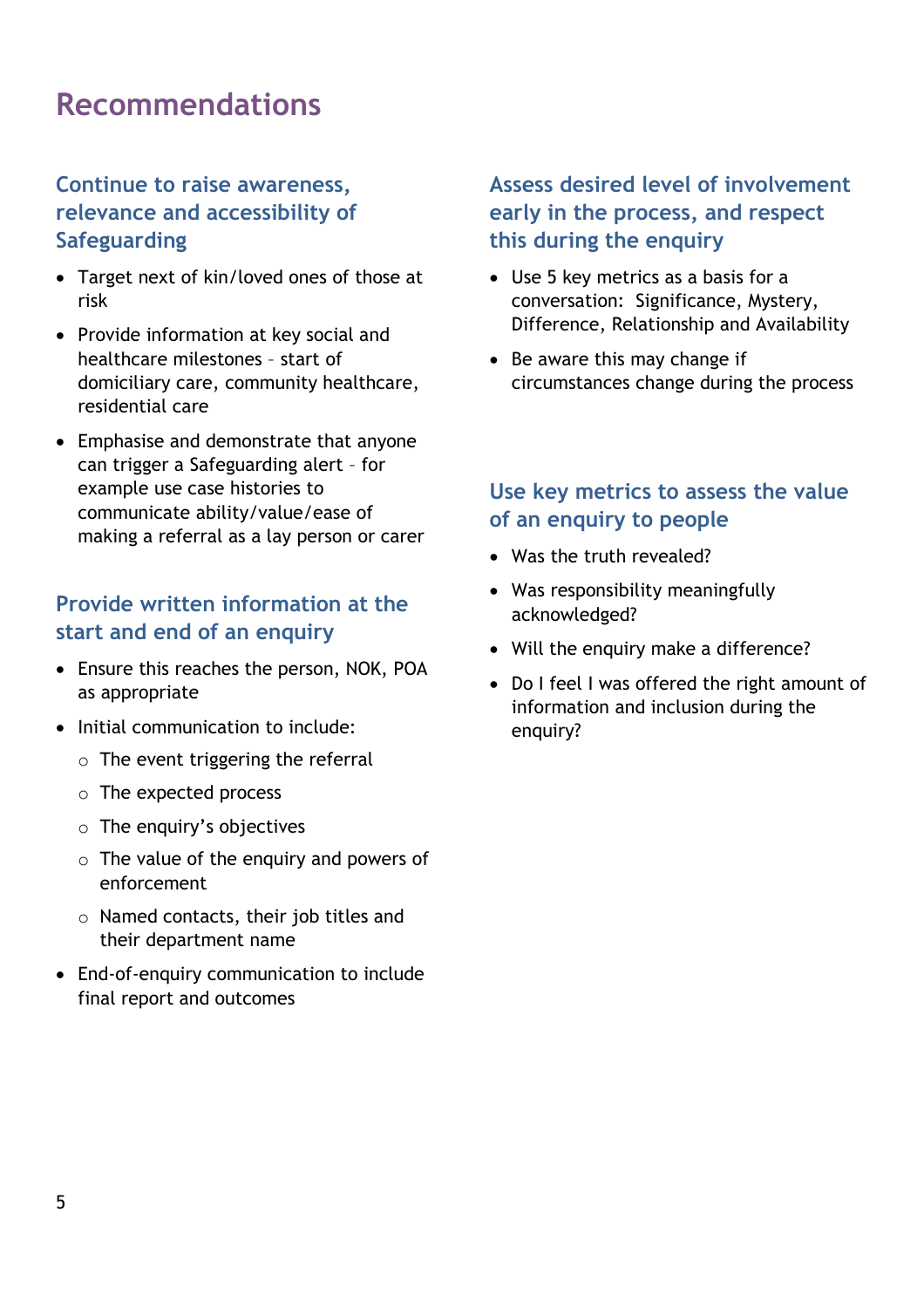# Recommendations

## Continue to raise awareness, relevance and accessibility of Safeguarding

- Target next of kin/loved ones of those at risk
- Provide information at key social and healthcare milestones – start of domiciliary care, community healthcare, residential care
- Emphasise and demonstrate that anyone can trigger a Safeguarding alert – for example use case histories to communicate ability/value/ease of making a referral as a lay person or carer

## Provide written information at the start and end of an enquiry

- Ensure this reaches the person, NOK, POA as appropriate
- Initial communication to include:
  - The event triggering the referral
  - The expected process
  - The enquiry's objectives
  - The value of the enquiry and powers of enforcement
  - Named contacts, their job titles and their department name
- End-of-enquiry communication to include final report and outcomes

## Assess desired level of involvement early in the process, and respect this during the enquiry

- Use 5 key metrics as a basis for a conversation: Significance, Mystery, Difference, Relationship and Availability
- Be aware this may change if circumstances change during the process

## Use key metrics to assess the value of an enquiry to people

- Was the truth revealed?
- Was responsibility meaningfully acknowledged?
- Will the enquiry make a difference?
- Do I feel I was offered the right amount of information and inclusion during the enquiry?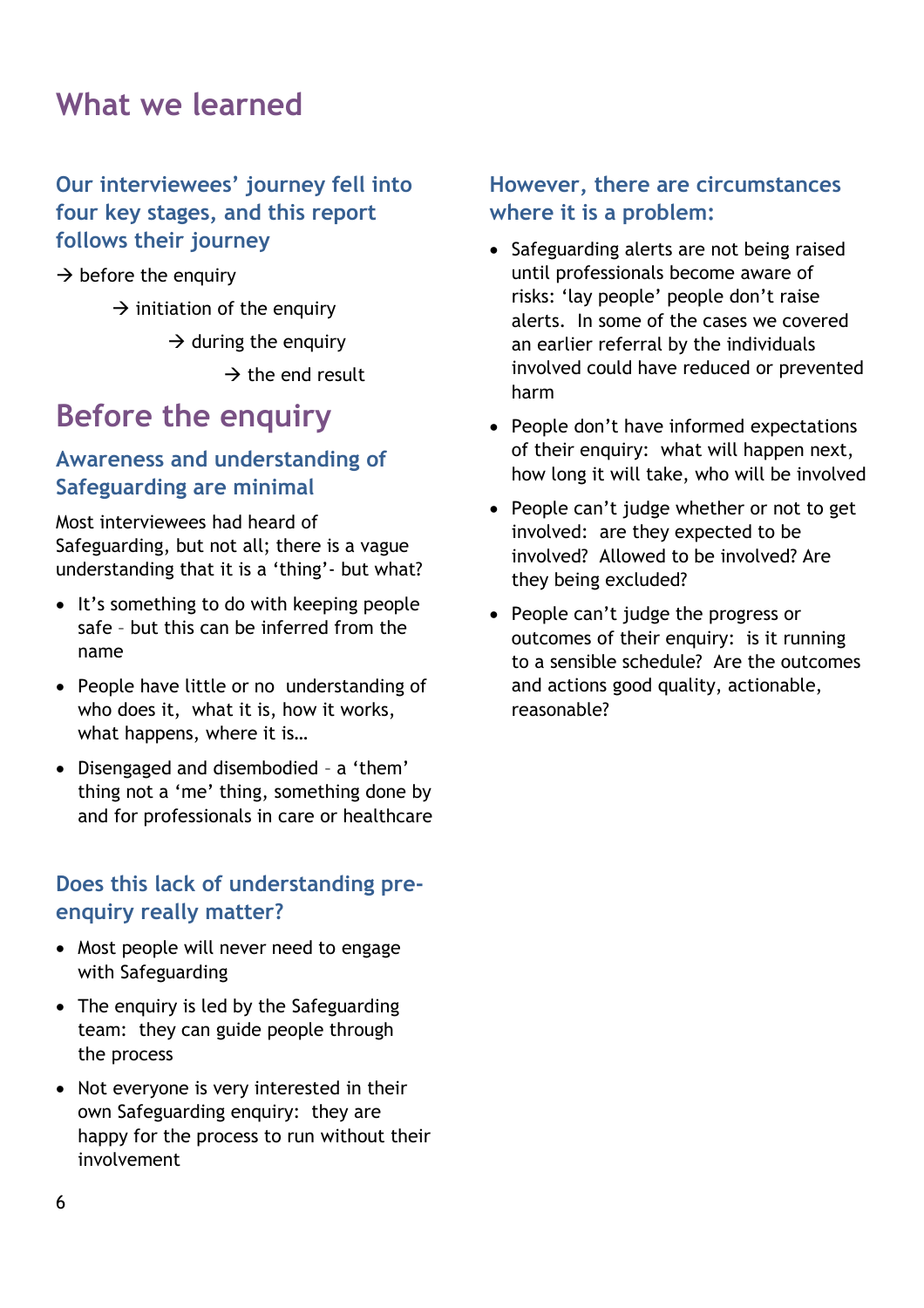# What we learned

### Our interviewees' journey fell into four key stages, and this report follows their journey

→ before the enquiry

→ initiation of the enquiry

→ during the enquiry

→ the end result

# Before the enquiry

### Awareness and understanding of Safeguarding are minimal

Most interviewees had heard of Safeguarding, but not all; there is a vague understanding that it is a 'thing'- but what?

- It's something to do with keeping people safe – but this can be inferred from the name
- People have little or no understanding of who does it, what it is, how it works, what happens, where it is…
- Disengaged and disembodied – a 'them' thing not a 'me' thing, something done by and for professionals in care or healthcare

### Does this lack of understanding pre-enquiry really matter?

- Most people will never need to engage with Safeguarding
- The enquiry is led by the Safeguarding team: they can guide people through the process
- Not everyone is very interested in their own Safeguarding enquiry: they are happy for the process to run without their involvement

### However, there are circumstances where it is a problem:

- Safeguarding alerts are not being raised until professionals become aware of risks: 'lay people' people don't raise alerts. In some of the cases we covered an earlier referral by the individuals involved could have reduced or prevented harm
- People don't have informed expectations of their enquiry: what will happen next, how long it will take, who will be involved
- People can't judge whether or not to get involved: are they expected to be involved? Allowed to be involved? Are they being excluded?
- People can't judge the progress or outcomes of their enquiry: is it running to a sensible schedule? Are the outcomes and actions good quality, actionable, reasonable?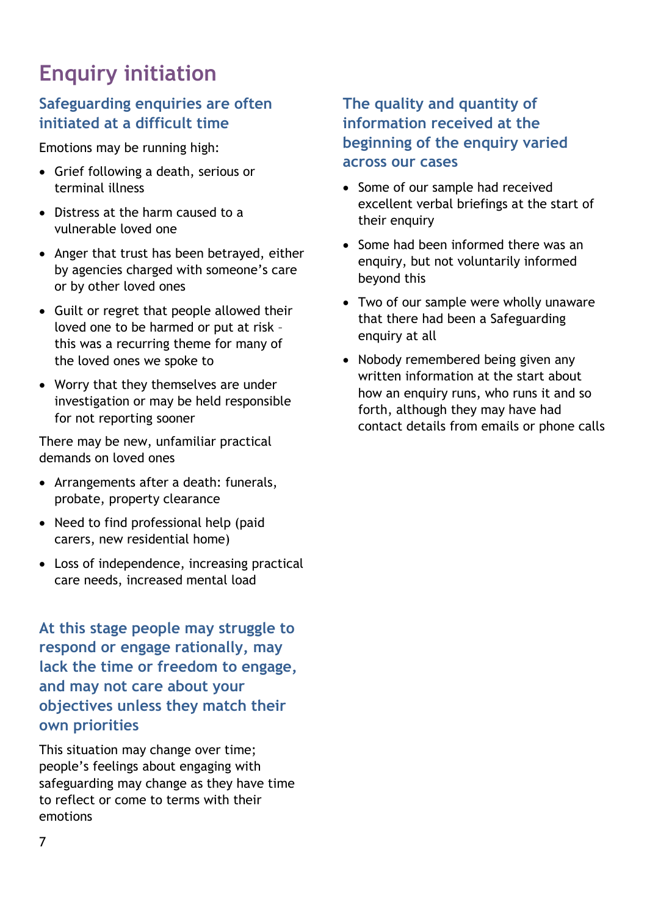# Enquiry initiation

## Safeguarding enquiries are often initiated at a difficult time

Emotions may be running high:

- Grief following a death, serious or terminal illness
- Distress at the harm caused to a vulnerable loved one
- Anger that trust has been betrayed, either by agencies charged with someone's care or by other loved ones
- Guilt or regret that people allowed their loved one to be harmed or put at risk – this was a recurring theme for many of the loved ones we spoke to
- Worry that they themselves are under investigation or may be held responsible for not reporting sooner

There may be new, unfamiliar practical demands on loved ones

- Arrangements after a death: funerals, probate, property clearance
- Need to find professional help (paid carers, new residential home)
- Loss of independence, increasing practical care needs, increased mental load

## At this stage people may struggle to respond or engage rationally, may lack the time or freedom to engage, and may not care about your objectives unless they match their own priorities

This situation may change over time; people's feelings about engaging with safeguarding may change as they have time to reflect or come to terms with their emotions

## The quality and quantity of information received at the beginning of the enquiry varied across our cases

- Some of our sample had received excellent verbal briefings at the start of their enquiry
- Some had been informed there was an enquiry, but not voluntarily informed beyond this
- Two of our sample were wholly unaware that there had been a Safeguarding enquiry at all
- Nobody remembered being given any written information at the start about how an enquiry runs, who runs it and so forth, although they may have had contact details from emails or phone calls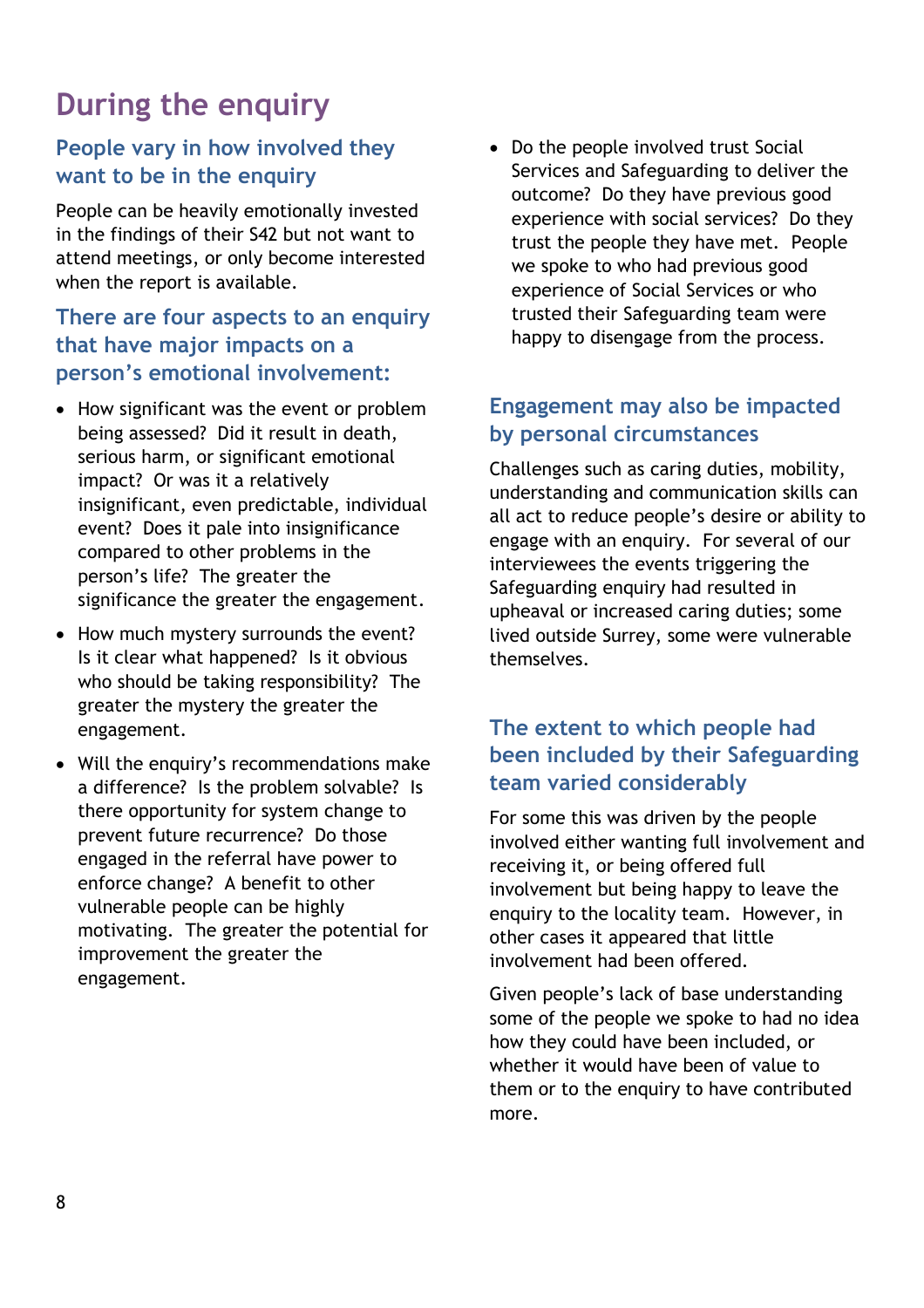# During the enquiry

## People vary in how involved they want to be in the enquiry

People can be heavily emotionally invested in the findings of their S42 but not want to attend meetings, or only become interested when the report is available.

## There are four aspects to an enquiry that have major impacts on a person's emotional involvement:

- How significant was the event or problem being assessed? Did it result in death, serious harm, or significant emotional impact? Or was it a relatively insignificant, even predictable, individual event? Does it pale into insignificance compared to other problems in the person's life? The greater the significance the greater the engagement.
- How much mystery surrounds the event? Is it clear what happened? Is it obvious who should be taking responsibility? The greater the mystery the greater the engagement.
- Will the enquiry's recommendations make a difference? Is the problem solvable? Is there opportunity for system change to prevent future recurrence? Do those engaged in the referral have power to enforce change? A benefit to other vulnerable people can be highly motivating. The greater the potential for improvement the greater the engagement.
- Do the people involved trust Social Services and Safeguarding to deliver the outcome? Do they have previous good experience with social services? Do they trust the people they have met. People we spoke to who had previous good experience of Social Services or who trusted their Safeguarding team were happy to disengage from the process.

## Engagement may also be impacted by personal circumstances

Challenges such as caring duties, mobility, understanding and communication skills can all act to reduce people's desire or ability to engage with an enquiry. For several of our interviewees the events triggering the Safeguarding enquiry had resulted in upheaval or increased caring duties; some lived outside Surrey, some were vulnerable themselves.

## The extent to which people had been included by their Safeguarding team varied considerably

For some this was driven by the people involved either wanting full involvement and receiving it, or being offered full involvement but being happy to leave the enquiry to the locality team. However, in other cases it appeared that little involvement had been offered.

Given people's lack of base understanding some of the people we spoke to had no idea how they could have been included, or whether it would have been of value to them or to the enquiry to have contributed more.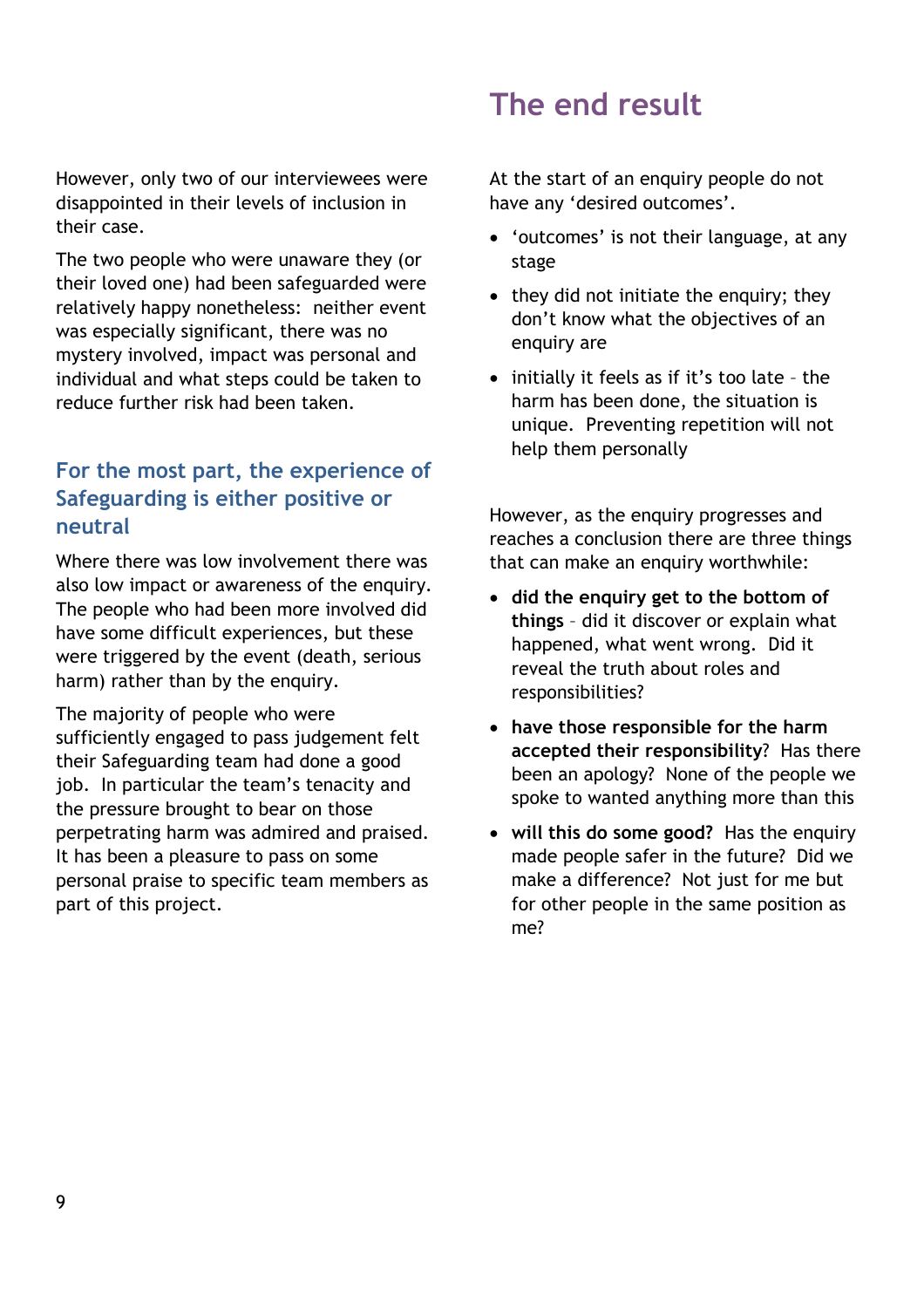However, only two of our interviewees were disappointed in their levels of inclusion in their case.

The two people who were unaware they (or their loved one) had been safeguarded were relatively happy nonetheless: neither event was especially significant, there was no mystery involved, impact was personal and individual and what steps could be taken to reduce further risk had been taken.

### For the most part, the experience of Safeguarding is either positive or neutral

Where there was low involvement there was also low impact or awareness of the enquiry. The people who had been more involved did have some difficult experiences, but these were triggered by the event (death, serious harm) rather than by the enquiry.

The majority of people who were sufficiently engaged to pass judgement felt their Safeguarding team had done a good job. In particular the team's tenacity and the pressure brought to bear on those perpetrating harm was admired and praised. It has been a pleasure to pass on some personal praise to specific team members as part of this project.

## The end result

At the start of an enquiry people do not have any 'desired outcomes'.

- 'outcomes' is not their language, at any stage
- they did not initiate the enquiry; they don't know what the objectives of an enquiry are
- initially it feels as if it's too late – the harm has been done, the situation is unique. Preventing repetition will not help them personally

However, as the enquiry progresses and reaches a conclusion there are three things that can make an enquiry worthwhile:

- **did the enquiry get to the bottom of things** – did it discover or explain what happened, what went wrong. Did it reveal the truth about roles and responsibilities?
- **have those responsible for the harm accepted their responsibility**? Has there been an apology? None of the people we spoke to wanted anything more than this
- **will this do some good?** Has the enquiry made people safer in the future? Did we make a difference? Not just for me but for other people in the same position as me?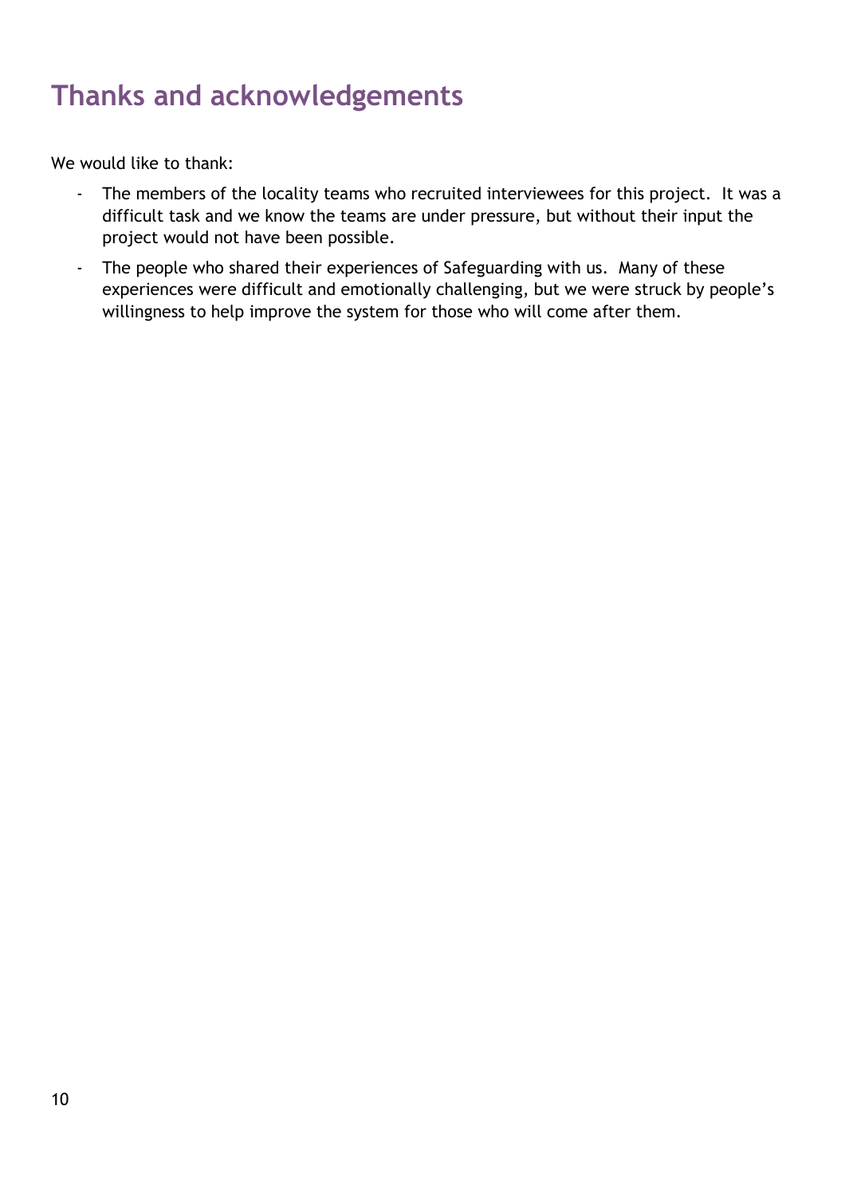## Thanks and acknowledgements

We would like to thank:

- The members of the locality teams who recruited interviewees for this project. It was a difficult task and we know the teams are under pressure, but without their input the project would not have been possible.
- The people who shared their experiences of Safeguarding with us. Many of these experiences were difficult and emotionally challenging, but we were struck by people's willingness to help improve the system for those who will come after them.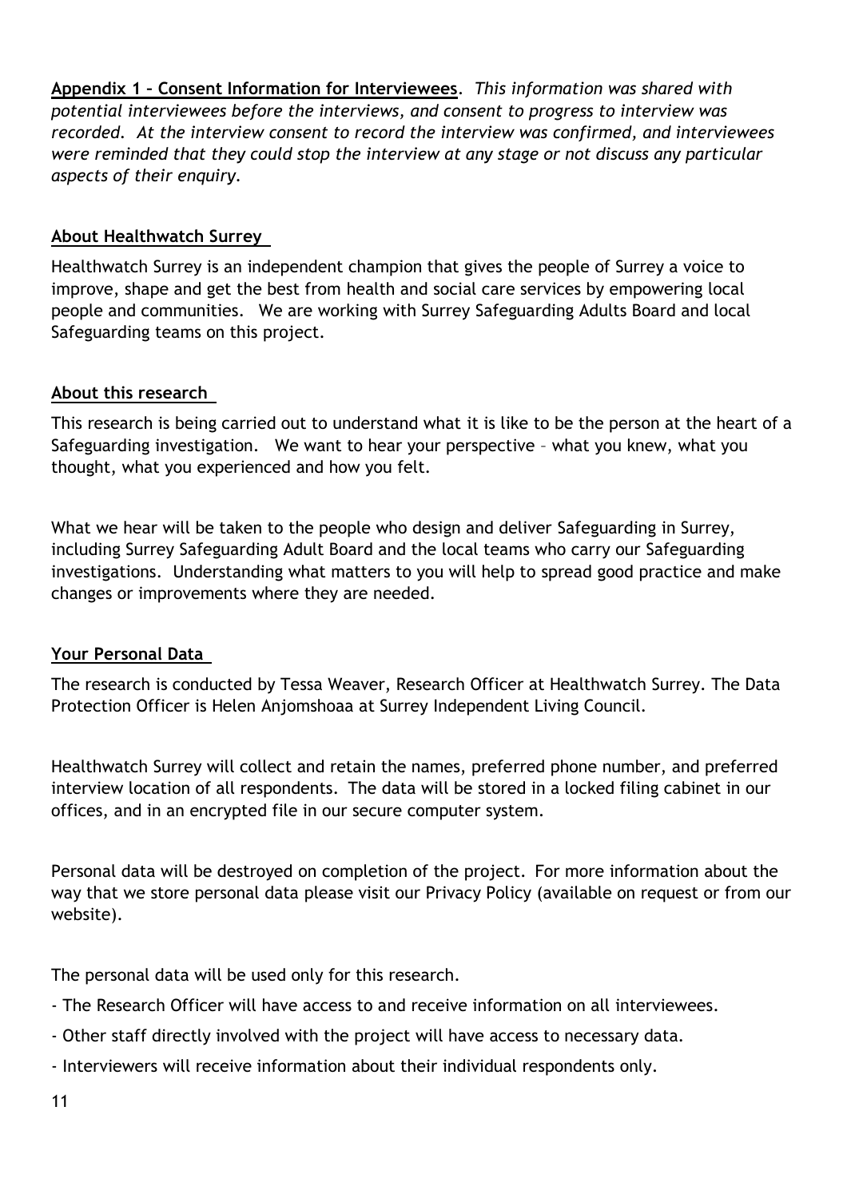**Appendix 1 – Consent Information for Interviewees**. *This information was shared with potential interviewees before the interviews, and consent to progress to interview was recorded. At the interview consent to record the interview was confirmed, and interviewees were reminded that they could stop the interview at any stage or not discuss any particular aspects of their enquiry.*

**About Healthwatch Surrey**

Healthwatch Surrey is an independent champion that gives the people of Surrey a voice to improve, shape and get the best from health and social care services by empowering local people and communities. We are working with Surrey Safeguarding Adults Board and local Safeguarding teams on this project.

**About this research**

This research is being carried out to understand what it is like to be the person at the heart of a Safeguarding investigation. We want to hear your perspective – what you knew, what you thought, what you experienced and how you felt.

What we hear will be taken to the people who design and deliver Safeguarding in Surrey, including Surrey Safeguarding Adult Board and the local teams who carry our Safeguarding investigations. Understanding what matters to you will help to spread good practice and make changes or improvements where they are needed.

**Your Personal Data**

The research is conducted by Tessa Weaver, Research Officer at Healthwatch Surrey. The Data Protection Officer is Helen Anjomshoaa at Surrey Independent Living Council.

Healthwatch Surrey will collect and retain the names, preferred phone number, and preferred interview location of all respondents. The data will be stored in a locked filing cabinet in our offices, and in an encrypted file in our secure computer system.

Personal data will be destroyed on completion of the project. For more information about the way that we store personal data please visit our Privacy Policy (available on request or from our website).

The personal data will be used only for this research.

- The Research Officer will have access to and receive information on all interviewees.
- Other staff directly involved with the project will have access to necessary data.
- Interviewers will receive information about their individual respondents only.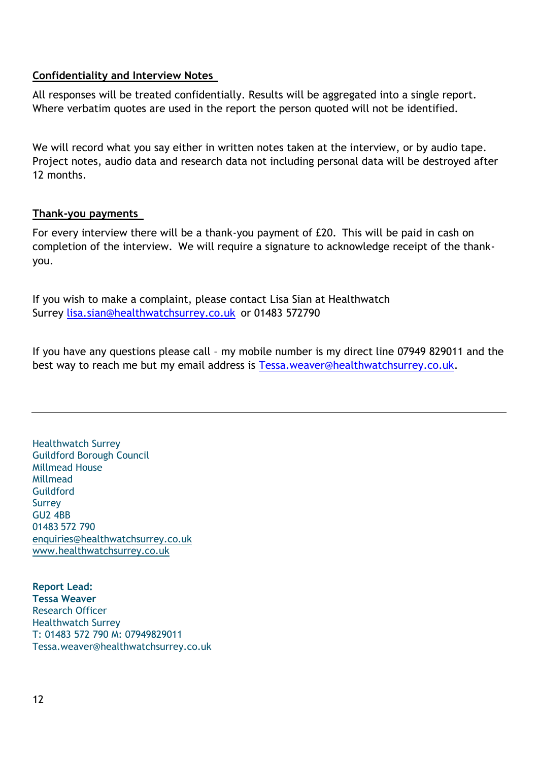**Confidentiality and Interview Notes**

All responses will be treated confidentially. Results will be aggregated into a single report. Where verbatim quotes are used in the report the person quoted will not be identified.

We will record what you say either in written notes taken at the interview, or by audio tape. Project notes, audio data and research data not including personal data will be destroyed after 12 months.

**Thank-you payments**

For every interview there will be a thank-you payment of £20. This will be paid in cash on completion of the interview. We will require a signature to acknowledge receipt of the thank-you.

If you wish to make a complaint, please contact Lisa Sian at Healthwatch Surrey lisa.sian@healthwatchsurrey.co.uk or 01483 572790

If you have any questions please call – my mobile number is my direct line 07949 829011 and the best way to reach me but my email address is Tessa.weaver@healthwatchsurrey.co.uk.

---

Healthwatch Surrey
Guildford Borough Council
Millmead House
Millmead
Guildford
Surrey
GU2 4BB
01483 572 790
enquiries@healthwatchsurrey.co.uk
www.healthwatchsurrey.co.uk

**Report Lead:**
**Tessa Weaver**
Research Officer
Healthwatch Surrey
T: 01483 572 790 M: 07949829011
Tessa.weaver@healthwatchsurrey.co.uk